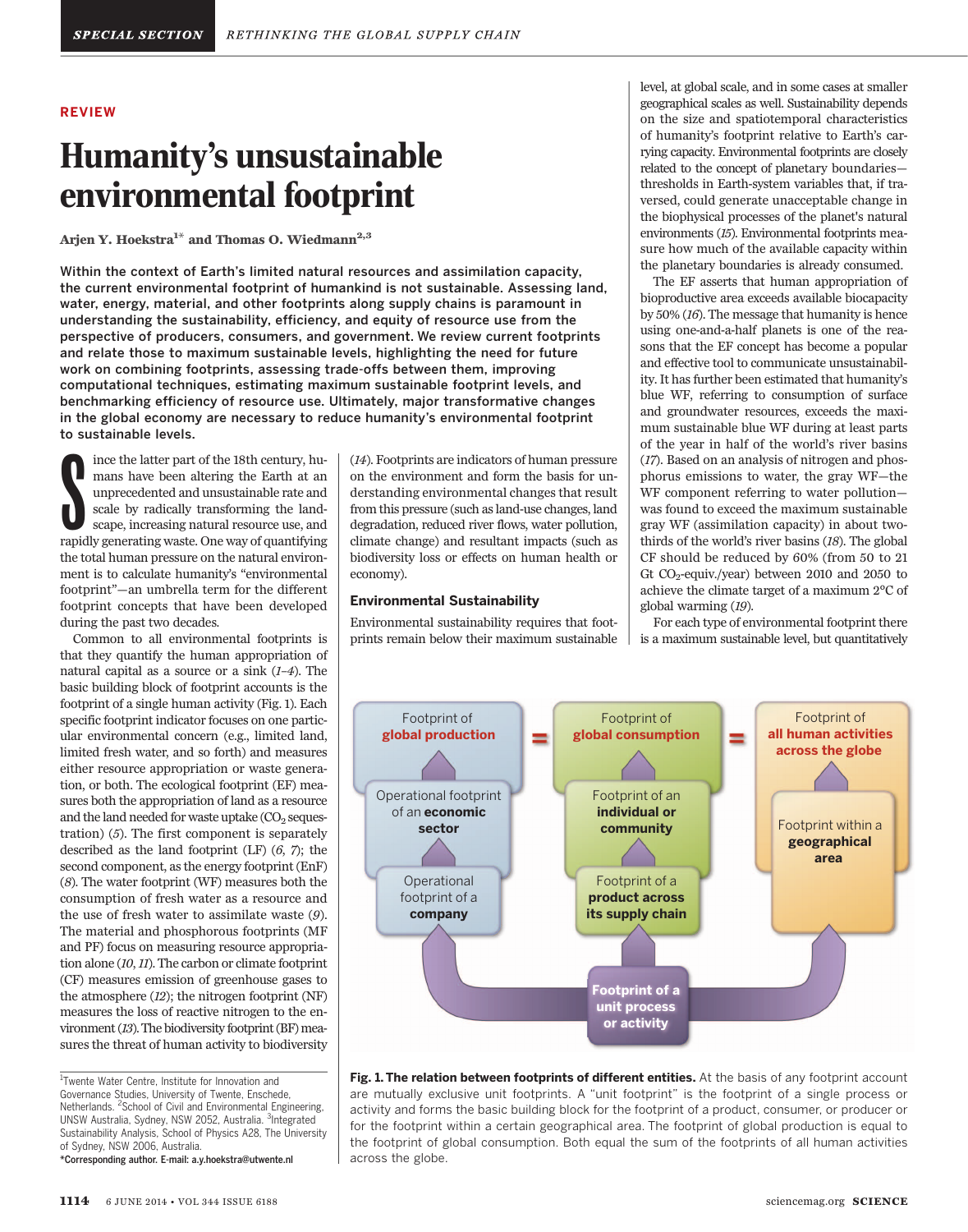REVIEW

# Humanity's unsustainable environmental footprint

**Arjen Y. Hoekstra[1]* and Thomas O. Wiedmann[2,3]**

**Within the context of Earth's limited natural resources and assimilation capacity, the current environmental footprint of humankind is not sustainable. Assessing land, water, energy, material, and other footprints along supply chains is paramount in understanding the sustainability, efficiency, and equity of resource use from the perspective of producers, consumers, and government. We review current footprints and relate those to maximum sustainable levels, highlighting the need for future work on combining footprints, assessing trade-offs between them, improving computational techniques, estimating maximum sustainable footprint levels, and benchmarking efficiency of resource use. Ultimately, major transformative changes in the global economy are necessary to reduce humanity's environmental footprint to sustainable levels.**

Since the latter part of the 18th century, humans have been altering the Earth at an unprecedented and unsustainable rate and scale by radically transforming the landscape, increasing natural resource use, and rapidly generating waste. One way of quantifying the total human pressure on the natural environment is to calculate humanity's "environmental footprint"—an umbrella term for the different footprint concepts that have been developed during the past two decades.

Common to all environmental footprints is that they quantify the human appropriation of natural capital as a source or a sink (*1*–*4*). The basic building block of footprint accounts is the footprint of a single human activity (Fig. 1). Each specific footprint indicator focuses on one particular environmental concern (e.g., limited land, limited fresh water, and so forth) and measures either resource appropriation or waste generation, or both. The ecological footprint (EF) measures both the appropriation of land as a resource and the land needed for waste uptake ($CO_2$ sequestration) (*5*). The first component is separately described as the land footprint (LF) (*6*, *7*); the second component, as the energy footprint (EnF) (*8*). The water footprint (WF) measures both the consumption of fresh water as a resource and the use of fresh water to assimilate waste (*9*). The material and phosphorous footprints (MF and PF) focus on measuring resource appropriation alone (*10*, *11*). The carbon or climate footprint (CF) measures emission of greenhouse gases to the atmosphere (*12*); the nitrogen footprint (NF) measures the loss of reactive nitrogen to the environment (*13*). The biodiversity footprint (BF) measures the threat of human activity to biodiversity (*14*). Footprints are indicators of human pressure on the environment and form the basis for understanding environmental changes that result from this pressure (such as land-use changes, land degradation, reduced river flows, water pollution, climate change) and resultant impacts (such as biodiversity loss or effects on human health or economy).

## Environmental Sustainability

Environmental sustainability requires that footprints remain below their maximum sustainable level, at global scale, and in some cases at smaller geographical scales as well. Sustainability depends on the size and spatiotemporal characteristics of humanity's footprint relative to Earth's carrying capacity. Environmental footprints are closely related to the concept of planetary boundaries—thresholds in Earth-system variables that, if traversed, could generate unacceptable change in the biophysical processes of the planet's natural environments (*15*). Environmental footprints measure how much of the available capacity within the planetary boundaries is already consumed.

The EF asserts that human appropriation of bioproductive area exceeds available biocapacity by 50% (*16*). The message that humanity is hence using one-and-a-half planets is one of the reasons that the EF concept has become a popular and effective tool to communicate unsustainability. It has further been estimated that humanity's blue WF, referring to consumption of surface and groundwater resources, exceeds the maximum sustainable blue WF during at least parts of the year in half of the world's river basins (*17*). Based on an analysis of nitrogen and phosphorus emissions to water, the gray WF—the WF component referring to water pollution—was found to exceed the maximum sustainable gray WF (assimilation capacity) in about two-thirds of the world's river basins (*18*). The global CF should be reduced by 60% (from 50 to 21 Gt $CO_2$-equiv./year) between 2010 and 2050 to achieve the climate target of a maximum 2°C of global warming (*19*).

For each type of environmental footprint there is a maximum sustainable level, but quantitatively

Footprint of **global production** = Footprint of **global consumption** = Footprint of **all human activities across the globe**

Operational footprint of an **economic sector**

Operational footprint of a **company**

Footprint of an **individual or community**

Footprint of a **product across its supply chain**

Footprint within a **geographical area**

**Footprint of a unit process or activity**

**Fig. 1. The relation between footprints of different entities.** At the basis of any footprint account are mutually exclusive unit footprints. A "unit footprint" is the footprint of a single process or activity and forms the basic building block for the footprint of a product, consumer, or producer or for the footprint within a certain geographical area. The footprint of global production is equal to the footprint of global consumption. Both equal the sum of the footprints of all human activities across the globe.

[1]Twente Water Centre, Institute for Innovation and Governance Studies, University of Twente, Enschede, Netherlands. [2]School of Civil and Environmental Engineering, UNSW Australia, Sydney, NSW 2052, Australia. [3]Integrated Sustainability Analysis, School of Physics A28, The University of Sydney, NSW 2006, Australia.
*Corresponding author. E-mail: a.y.hoekstra@utwente.nl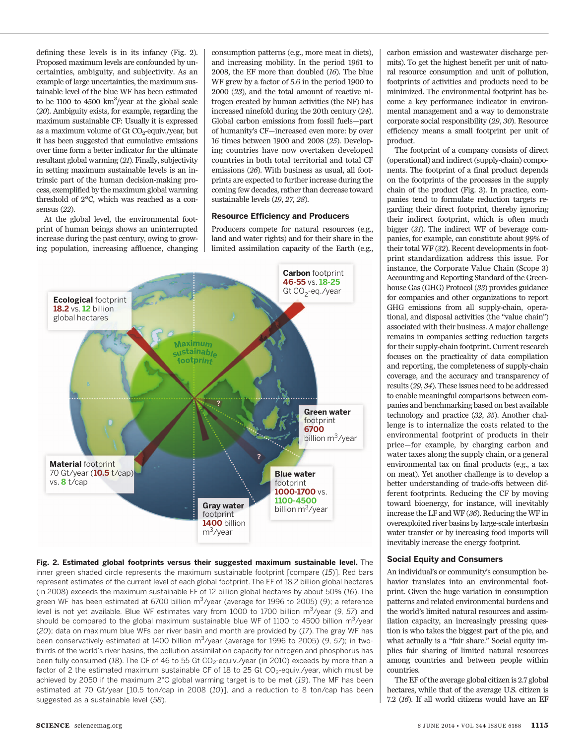defining these levels is in its infancy (Fig. 2). Proposed maximum levels are confounded by uncertainties, ambiguity, and subjectivity. As an example of large uncertainties, the maximum sustainable level of the blue WF has been estimated to be 1100 to 4500 $km^3$/year at the global scale (20). Ambiguity exists, for example, regarding the maximum sustainable CF: Usually it is expressed as a maximum volume of Gt $CO_2$-equiv./year, but it has been suggested that cumulative emissions over time form a better indicator for the ultimate resultant global warming (21). Finally, subjectivity in setting maximum sustainable levels is an intrinsic part of the human decision-making process, exemplified by the maximum global warming threshold of 2°C, which was reached as a consensus (22).

At the global level, the environmental footprint of human beings shows an uninterrupted increase during the past century, owing to growing population, increasing affluence, changing consumption patterns (e.g., more meat in diets), and increasing mobility. In the period 1961 to 2008, the EF more than doubled (16). The blue WF grew by a factor of 5.6 in the period 1900 to 2000 (23), and the total amount of reactive nitrogen created by human activities (the NF) has increased ninefold during the 20th century (24). Global carbon emissions from fossil fuels—part of humanity's CF—increased even more: by over 16 times between 1900 and 2008 (25). Developing countries have now overtaken developed countries in both total territorial and total CF emissions (26). With business as usual, all footprints are expected to further increase during the coming few decades, rather than decrease toward sustainable levels (19, 27, 28).

## Resource Efficiency and Producers

Producers compete for natural resources (e.g., land and water rights) and for their share in the limited assimilation capacity of the Earth (e.g., carbon emission and wastewater discharge permits). To get the highest benefit per unit of natural resource consumption and unit of pollution, footprints of activities and products need to be minimized. The environmental footprint has become a key performance indicator in environmental management and a way to demonstrate corporate social responsibility (29, 30). Resource efficiency means a small footprint per unit of product.

The footprint of a company consists of direct (operational) and indirect (supply-chain) components. The footprint of a final product depends on the footprints of the processes in the supply chain of the product (Fig. 3). In practice, companies tend to formulate reduction targets regarding their direct footprint, thereby ignoring their indirect footprint, which is often much bigger (31). The indirect WF of beverage companies, for example, can constitute about 99% of their total WF (32). Recent developments in footprint standardization address this issue. For instance, the Corporate Value Chain (Scope 3) Accounting and Reporting Standard of the Greenhouse Gas (GHG) Protocol (33) provides guidance for companies and other organizations to report GHG emissions from all supply-chain, operational, and disposal activities (the "value chain") associated with their business. A major challenge remains in companies setting reduction targets for their supply-chain footprint. Current research focuses on the practicality of data compilation and reporting, the completeness of supply-chain coverage, and the accuracy and transparency of results (29, 34). These issues need to be addressed to enable meaningful comparisons between companies and benchmarking based on best available technology and practice (32, 35). Another challenge is to internalize the costs related to the environmental footprint of products in their price—for example, by charging carbon and water taxes along the supply chain, or a general environmental tax on final products (e.g., a tax on meat). Yet another challenge is to develop a better understanding of trade-offs between different footprints. Reducing the CF by moving toward bioenergy, for instance, will inevitably increase the LF and WF (36). Reducing the WF in overexploited river basins by large-scale interbasin water transfer or by increasing food imports will inevitably increase the energy footprint.

## Social Equity and Consumers

An individual's or community's consumption behavior translates into an environmental footprint. Given the huge variation in consumption patterns and related environmental burdens and the world's limited natural resources and assimilation capacity, an increasingly pressing question is who takes the biggest part of the pie, and what actually is a "fair share." Social equity implies fair sharing of limited natural resources among countries and between people within countries.

The EF of the average global citizen is 2.7 global hectares, while that of the average U.S. citizen is 7.2 (16). If all world citizens would have an EF

**Ecological** footprint
18.2 vs. 12 billion global hectares

**Carbon** footprint
46-55 vs. 18-25 Gt $CO_2$-eq./year

Maximum sustainable footprint

**Green water** footprint
6700 billion $m^3$/year

**Blue water** footprint
1000-1700 vs. 1100-4500 billion $m^3$/year

**Gray water** footprint
1400 billion $m^3$/year

**Material** footprint
70 Gt/year (10.5 t/cap) vs. 8 t/cap

?

?

**Fig. 2. Estimated global footprints versus their suggested maximum sustainable level.** The inner green shaded circle represents the maximum sustainable footprint [compare (15)]. Red bars represent estimates of the current level of each global footprint. The EF of 18.2 billion global hectares (in 2008) exceeds the maximum sustainable EF of 12 billion global hectares by about 50% (16). The green WF has been estimated at 6700 billion $m^3$/year (average for 1996 to 2005) (9); a reference level is not yet available. Blue WF estimates vary from 1000 to 1700 billion $m^3$/year (9, 57) and should be compared to the global maximum sustainable blue WF of 1100 to 4500 billion $m^3$/year (20); data on maximum blue WFs per river basin and month are provided by (17). The gray WF has been conservatively estimated at 1400 billion $m^3$/year (average for 1996 to 2005) (9, 57); in two-thirds of the world's river basins, the pollution assimilation capacity for nitrogen and phosphorus has been fully consumed (18). The CF of 46 to 55 Gt $CO_2$-equiv./year (in 2010) exceeds by more than a factor of 2 the estimated maximum sustainable CF of 18 to 25 Gt $CO_2$-equiv./year, which must be achieved by 2050 if the maximum 2°C global warming target is to be met (19). The MF has been estimated at 70 Gt/year [10.5 ton/cap in 2008 (10)], and a reduction to 8 ton/cap has been suggested as a sustainable level (58).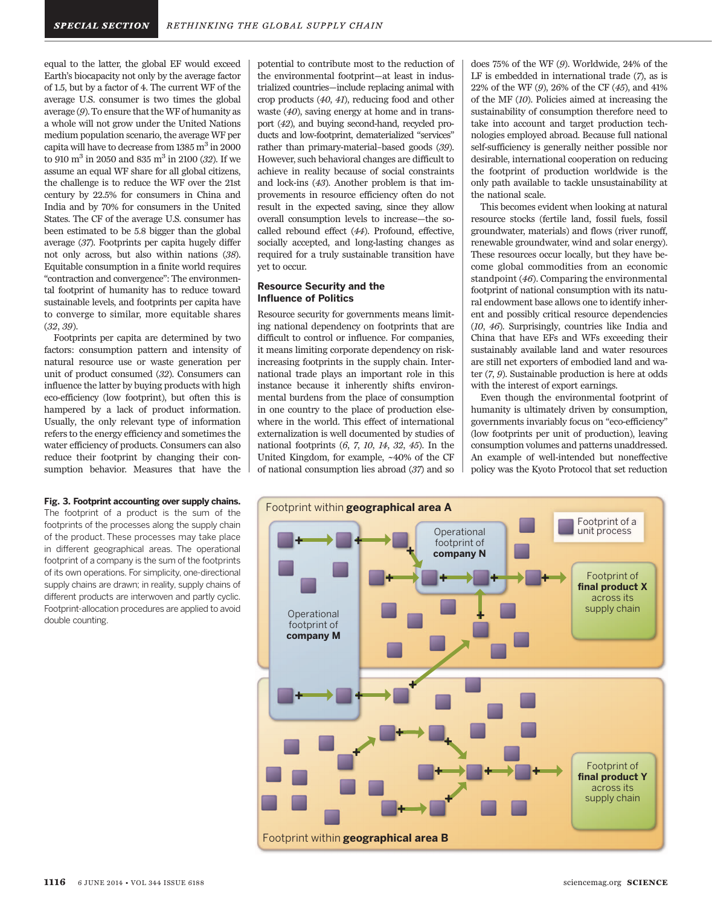equal to the latter, the global EF would exceed Earth's biocapacity not only by the average factor of 1.5, but by a factor of 4. The current WF of the average U.S. consumer is two times the global average (*9*). To ensure that the WF of humanity as a whole will not grow under the United Nations medium population scenario, the average WF per capita will have to decrease from 1385 $m^3$ in 2000 to 910 $m^3$ in 2050 and 835 $m^3$ in 2100 (*32*). If we assume an equal WF share for all global citizens, the challenge is to reduce the WF over the 21st century by 22.5% for consumers in China and India and by 70% for consumers in the United States. The CF of the average U.S. consumer has been estimated to be 5.8 bigger than the global average (*37*). Footprints per capita hugely differ not only across, but also within nations (*38*). Equitable consumption in a finite world requires "contraction and convergence": The environmental footprint of humanity has to reduce toward sustainable levels, and footprints per capita have to converge to similar, more equitable shares (*32*, *39*).

Footprints per capita are determined by two factors: consumption pattern and intensity of natural resource use or waste generation per unit of product consumed (*32*). Consumers can influence the latter by buying products with high eco-efficiency (low footprint), but often this is hampered by a lack of product information. Usually, the only relevant type of information refers to the energy efficiency and sometimes the water efficiency of products. Consumers can also reduce their footprint by changing their consumption behavior. Measures that have the potential to contribute most to the reduction of the environmental footprint—at least in industrialized countries—include replacing animal with crop products (*40*, *41*), reducing food and other waste (*40*), saving energy at home and in transport (*42*), and buying second-hand, recycled products and low-footprint, dematerialized "services" rather than primary-material–based goods (*39*). However, such behavioral changes are difficult to achieve in reality because of social constraints and lock-ins (*43*). Another problem is that improvements in resource efficiency often do not result in the expected saving, since they allow overall consumption levels to increase—the so-called rebound effect (*44*). Profound, effective, socially accepted, and long-lasting changes as required for a truly sustainable transition have yet to occur.

## Resource Security and the Influence of Politics

Resource security for governments means limiting national dependency on footprints that are difficult to control or influence. For companies, it means limiting corporate dependency on risk-increasing footprints in the supply chain. International trade plays an important role in this instance because it inherently shifts environmental burdens from the place of consumption in one country to the place of production elsewhere in the world. This effect of international externalization is well documented by studies of national footprints (*6*, *7*, *10*, *14*, *32*, *45*). In the United Kingdom, for example, ~40% of the CF of national consumption lies abroad (*37*) and so does 75% of the WF (*9*). Worldwide, 24% of the LF is embedded in international trade (*7*), as is 22% of the WF (*9*), 26% of the CF (*45*), and 41% of the MF (*10*). Policies aimed at increasing the sustainability of consumption therefore need to take into account and target production technologies employed abroad. Because full national self-sufficiency is generally neither possible nor desirable, international cooperation on reducing the footprint of production worldwide is the only path available to tackle unsustainability at the national scale.

This becomes evident when looking at natural resource stocks (fertile land, fossil fuels, fossil groundwater, materials) and flows (river runoff, renewable groundwater, wind and solar energy). These resources occur locally, but they have become global commodities from an economic standpoint (*46*). Comparing the environmental footprint of national consumption with its natural endowment base allows one to identify inherent and possibly critical resource dependencies (*10*, *46*). Surprisingly, countries like India and China that have EFs and WFs exceeding their sustainably available land and water resources are still net exporters of embodied land and water (*7*, *9*). Sustainable production is here at odds with the interest of export earnings.

Even though the environmental footprint of humanity is ultimately driven by consumption, governments invariably focus on "eco-efficiency" (low footprints per unit of production), leaving consumption volumes and patterns unaddressed. An example of well-intended but noneffective policy was the Kyoto Protocol that set reduction

Footprint within **geographical area A**

Footprint of a unit process

Operational footprint of **company N**

Operational footprint of **company M**

Footprint of **final product X** across its supply chain

Footprint of **final product Y** across its supply chain

Footprint within **geographical area B**

**Fig. 3. Footprint accounting over supply chains.** The footprint of a product is the sum of the footprints of the processes along the supply chain of the product. These processes may take place in different geographical areas. The operational footprint of a company is the sum of the footprints of its own operations. For simplicity, one-directional supply chains are drawn; in reality, supply chains of different products are interwoven and partly cyclic. Footprint-allocation procedures are applied to avoid double counting.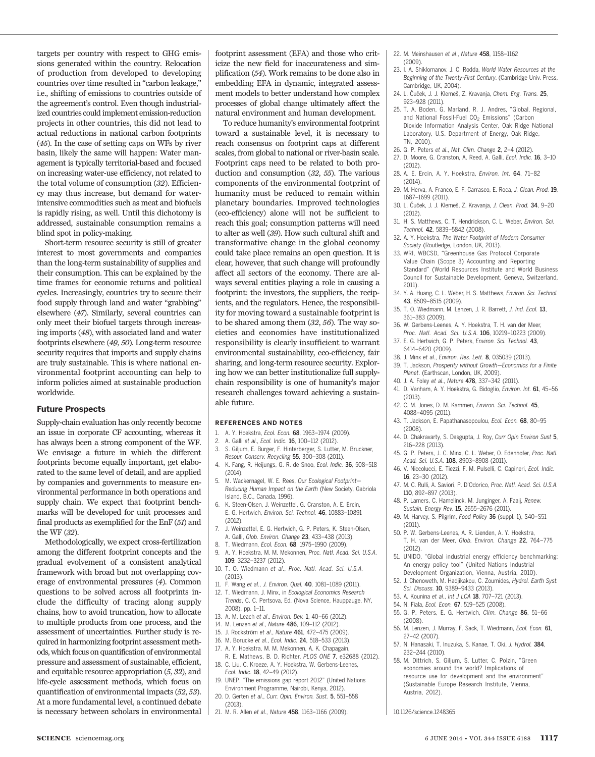targets per country with respect to GHG emissions generated within the country. Relocation of production from developed to developing countries over time resulted in "carbon leakage," i.e., shifting of emissions to countries outside of the agreement's control. Even though industrialized countries could implement emission-reduction projects in other countries, this did not lead to actual reductions in national carbon footprints (*45*). In the case of setting caps on WFs by river basin, likely the same will happen: Water management is typically territorial-based and focused on increasing water-use efficiency, not related to the total volume of consumption (*32*). Efficiency may thus increase, but demand for water-intensive commodities such as meat and biofuels is rapidly rising, as well. Until this dichotomy is addressed, sustainable consumption remains a blind spot in policy-making.

Short-term resource security is still of greater interest to most governments and companies than the long-term sustainability of supplies and their consumption. This can be explained by the time frames for economic returns and political cycles. Increasingly, countries try to secure their food supply through land and water "grabbing" elsewhere (*47*). Similarly, several countries can only meet their biofuel targets through increasing imports (*48*), with associated land and water footprints elsewhere (*49*, *50*). Long-term resource security requires that imports and supply chains are truly sustainable. This is where national environmental footprint accounting can help to inform policies aimed at sustainable production worldwide.

## Future Prospects

Supply-chain evaluation has only recently become an issue in corporate CF accounting, whereas it has always been a strong component of the WF. We envisage a future in which the different footprints become equally important, get elaborated to the same level of detail, and are applied by companies and governments to measure environmental performance in both operations and supply chain. We expect that footprint benchmarks will be developed for unit processes and final products as exemplified for the EnF (*51*) and the WF (*32*).

Methodologically, we expect cross-fertilization among the different footprint concepts and the gradual evolvement of a consistent analytical framework with broad but not overlapping coverage of environmental pressures (*4*). Common questions to be solved across all footprints include the difficulty of tracing along supply chains, how to avoid truncation, how to allocate to multiple products from one process, and the assessment of uncertainties. Further study is required in harmonizing footprint assessment methods, which focus on quantification of environmental pressure and assessment of sustainable, efficient, and equitable resource appropriation (*5*, *32*), and life-cycle assessment methods, which focus on quantification of environmental impacts (*52*, *53*). At a more fundamental level, a continued debate is necessary between scholars in environmental footprint assessment (EFA) and those who criticize the new field for inaccurateness and simplification (*54*). Work remains to be done also in embedding EFA in dynamic, integrated assessment models to better understand how complex processes of global change ultimately affect the natural environment and human development.

To reduce humanity's environmental footprint toward a sustainable level, it is necessary to reach consensus on footprint caps at different scales, from global to national or river-basin scale. Footprint caps need to be related to both production and consumption (*32*, *55*). The various components of the environmental footprint of humanity must be reduced to remain within planetary boundaries. Improved technologies (eco-efficiency) alone will not be sufficient to reach this goal; consumption patterns will need to alter as well (*39*). How such cultural shift and transformative change in the global economy could take place remains an open question. It is clear, however, that such change will profoundly affect all sectors of the economy. There are always several entities playing a role in causing a footprint: the investors, the suppliers, the recipients, and the regulators. Hence, the responsibility for moving toward a sustainable footprint is to be shared among them (*32*, *56*). The way societies and economies have institutionalized responsibility is clearly insufficient to warrant environmental sustainability, eco-efficiency, fair sharing, and long-term resource security. Exploring how we can better institutionalize full supply-chain responsibility is one of humanity's major research challenges toward achieving a sustainable future.

### REFERENCES AND NOTES

1. A. Y. Hoekstra, *Ecol. Econ.* **68**, 1963–1974 (2009).
2. A. Galli *et al.*, *Ecol. Indic.* **16**, 100–112 (2012).
3. S. Giljum, E. Burger, F. Hinterberger, S. Lutter, M. Bruckner, *Resour. Conserv. Recycling* **55**, 300–308 (2011).
4. K. Fang, R. Heijungs, G. R. de Snoo, *Ecol. Indic.* **36**, 508–518 (2014).
5. M. Wackernagel, W. E. Rees, *Our Ecological Footprint—Reducing Human Impact on the Earth* (New Society, Gabriola Island, B.C., Canada, 1996).
6. K. Steen-Olsen, J. Weinzettel, G. Cranston, A. E. Ercin, E. G. Hertwich, *Environ. Sci. Technol.* **46**, 10883–10891 (2012).
7. J. Weinzettel, E. G. Hertwich, G. P. Peters, K. Steen-Olsen, A. Galli, *Glob. Environ. Change* **23**, 433–438 (2013).
8. T. Wiedmann, *Ecol. Econ.* **68**, 1975–1990 (2009).
9. A. Y. Hoekstra, M. M. Mekonnen, *Proc. Natl. Acad. Sci. U.S.A.* **109**, 3232–3237 (2012).
10. T. O. Wiedmann *et al.*, *Proc. Natl. Acad. Sci. U.S.A.* (2013).
11. F. Wang *et al.*, *J. Environ. Qual.* **40**, 1081–1089 (2011).
12. T. Wiedmann, J. Minx, in *Ecological Economics Research Trends*, C. C. Pertsova, Ed. (Nova Science, Hauppauge, NY, 2008), pp. 1–11.
13. A. M. Leach *et al.*, *Environ. Dev.* **1**, 40–66 (2012).
14. M. Lenzen *et al.*, *Nature* **486**, 109–112 (2012).
15. J. Rockström *et al.*, *Nature* **461**, 472–475 (2009).
16. M. Borucke *et al.*, *Ecol. Indic.* **24**, 518–533 (2013).
17. A. Y. Hoekstra, M. M. Mekonnen, A. K. Chapagain, R. E. Mathews, B. D. Richter, *PLOS ONE* **7**, e32688 (2012).
18. C. Liu, C. Kroeze, A. Y. Hoekstra, W. Gerbens-Leenes, *Ecol. Indic.* **18**, 42–49 (2012).
19. UNEP, "The emissions gap report 2012" (United Nations Environment Programme, Nairobi, Kenya, 2012).
20. D. Gerten *et al.*, *Curr. Opin. Environ. Sust.* **5**, 551–558 (2013).
21. M. R. Allen *et al.*, *Nature* **458**, 1163–1166 (2009).
22. M. Meinshausen *et al.*, *Nature* **458**, 1158–1162 (2009).
23. I. A. Shiklomanov, J. C. Rodda, *World Water Resources at the Beginning of the Twenty-First Century*. (Cambridge Univ. Press, Cambridge, UK, 2004).
24. L. Čuček, J. J. Klemeš, Z. Kravanja, *Chem. Eng. Trans.* **25**, 923–928 (2011).
25. T. A. Boden, G. Marland, R. J. Andres, "Global, Regional, and National Fossil-Fuel $CO_2$ Emissions" (Carbon Dioxide Information Analysis Center, Oak Ridge National Laboratory, U.S. Department of Energy, Oak Ridge, TN, 2010).
26. G. P. Peters *et al.*, *Nat. Clim. Change* **2**, 2–4 (2012).
27. D. Moore, G. Cranston, A. Reed, A. Galli, *Ecol. Indic.* **16**, 3–10 (2012).
28. A. E. Ercin, A. Y. Hoekstra, *Environ. Int.* **64**, 71–82 (2014).
29. M. Herva, A. Franco, E. F. Carrasco, E. Roca, *J. Clean. Prod.* **19**, 1687–1699 (2011).
30. L. Čuček, J. J. Klemeš, Z. Kravanja, *J. Clean. Prod.* **34**, 9–20 (2012).
31. H. S. Matthews, C. T. Hendrickson, C. L. Weber, *Environ. Sci. Technol.* **42**, 5839–5842 (2008).
32. A. Y. Hoekstra, *The Water Footprint of Modern Consumer Society* (Routledge, London, UK, 2013).
33. WRI, WBCSD, "Greenhouse Gas Protocol Corporate Value Chain (Scope 3) Accounting and Reporting Standard" (World Resources Institute and World Business Council for Sustainable Development, Geneva, Switzerland, 2011).
34. Y. A. Huang, C. L. Weber, H. S. Matthews, *Environ. Sci. Technol.* **43**, 8509–8515 (2009).
35. T. O. Wiedmann, M. Lenzen, J. R. Barrett, *J. Ind. Ecol.* **13**, 361–383 (2009).
36. W. Gerbens-Leenes, A. Y. Hoekstra, T. H. van der Meer, *Proc. Natl. Acad. Sci. U.S.A.* **106**, 10219–10223 (2009).
37. E. G. Hertwich, G. P. Peters, *Environ. Sci. Technol.* **43**, 6414–6420 (2009).
38. J. Minx *et al.*, *Environ. Res. Lett.* **8**, 035039 (2013).
39. T. Jackson, *Prosperity without Growth—Economics for a Finite Planet*. (Earthscan, London, UK, 2009).
40. J. A. Foley *et al.*, *Nature* **478**, 337–342 (2011).
41. D. Vanham, A. Y. Hoekstra, G. Bidoglio, *Environ. Int.* **61**, 45–56 (2013).
42. C. M. Jones, D. M. Kammen, *Environ. Sci. Technol.* **45**, 4088–4095 (2011).
43. T. Jackson, E. Papathanasopoulou, *Ecol. Econ.* **68**, 80–95 (2008).
44. D. Chakravarty, S. Dasgupta, J. Roy, *Curr Opin Environ Sust* **5**, 216–228 (2013).
45. G. P. Peters, J. C. Minx, C. L. Weber, O. Edenhofer, *Proc. Natl. Acad. Sci. U.S.A.* **108**, 8903–8908 (2011).
46. V. Niccolucci, E. Tiezzi, F. M. Pulselli, C. Capineri, *Ecol. Indic.* **16**, 23–30 (2012).
47. M. C. Rulli, A. Saviori, P. D'Odorico, *Proc. Natl. Acad. Sci. U.S.A.* **110**, 892–897 (2013).
48. P. Lamers, C. Hamelinck, M. Junginger, A. Faaij, *Renew. Sustain. Energy Rev.* **15**, 2655–2676 (2011).
49. M. Harvey, S. Pilgrim, *Food Policy* **36** (suppl. 1), S40–S51 (2011).
50. P. W. Gerbens-Leenes, A. R. Lienden, A. Y. Hoekstra, T. H. van der Meer, *Glob. Environ. Change* **22**, 764–775 (2012).
51. UNIDO, "Global industrial energy efficiency benchmarking: An energy policy tool" (United Nations Industrial Development Organization, Vienna, Austria, 2010).
52. J. Chenoweth, M. Hadjikakou, C. Zoumides, *Hydrol. Earth Syst. Sci. Discuss.* **10**, 9389–9433 (2013).
53. A. Kounina *et al.*, *Int J LCA* **18**, 707–721 (2013).
54. N. Fiala, *Ecol. Econ.* **67**, 519–525 (2008).
55. G. P. Peters, E. G. Hertwich, *Clim. Change* **86**, 51–66 (2008).
56. M. Lenzen, J. Murray, F. Sack, T. Wiedmann, *Ecol. Econ.* **61**, 27–42 (2007).
57. N. Hanasaki, T. Inuzuka, S. Kanae, T. Oki, *J. Hydrol.* **384**, 232–244 (2010).
58. M. Dittrich, S. Giljum, S. Lutter, C. Polzin, "Green economies around the world? Implications of resource use for development and the environment" (Sustainable Europe Research Institute, Vienna, Austria, 2012).

10.1126/science.1248365